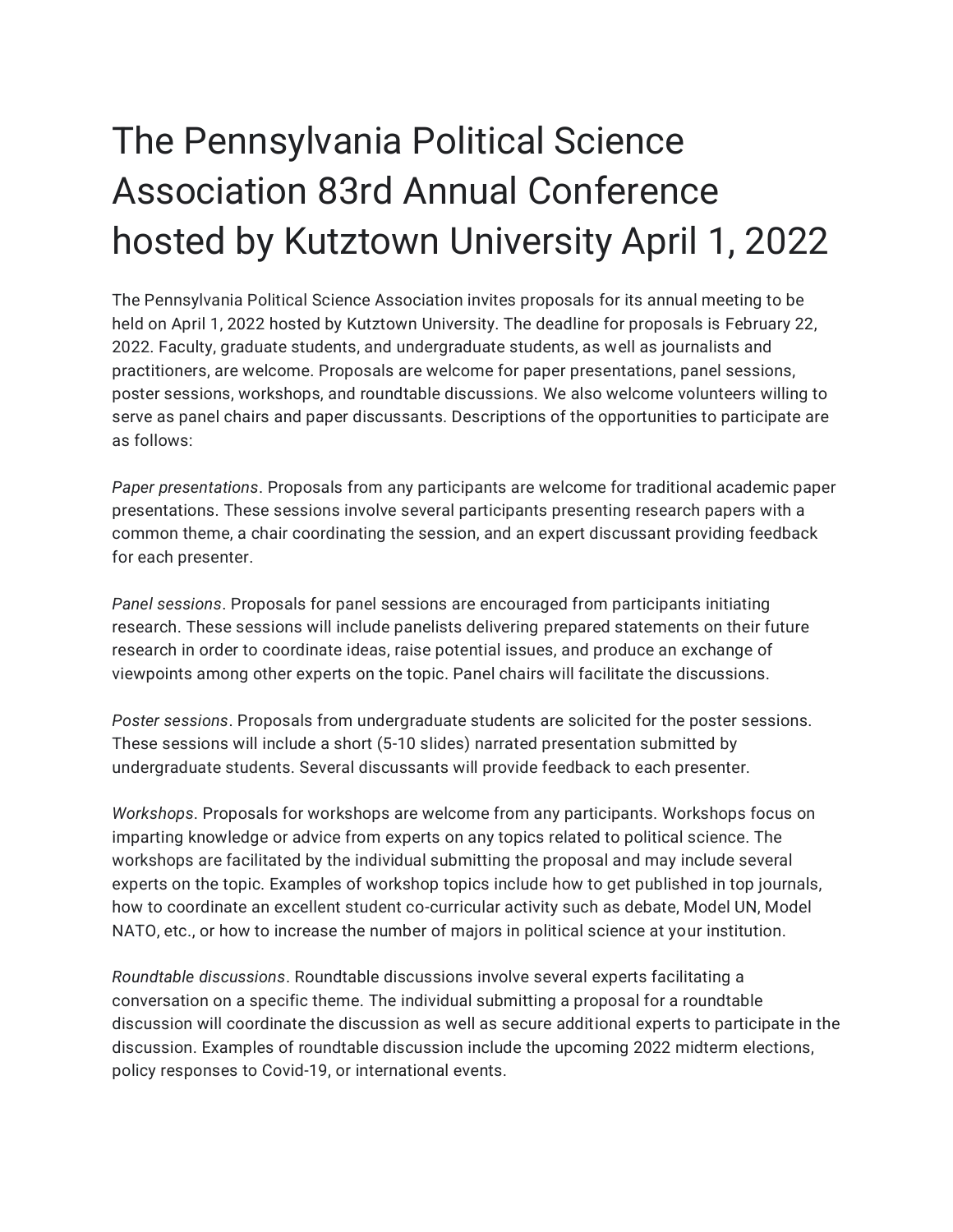# The Pennsylvania Political Science Association 83rd Annual Conference hosted by Kutztown University April 1, 2022

The Pennsylvania Political Science Association invites proposals for its annual meeting to be held on April 1, 2022 hosted by Kutztown University. The deadline for proposals is February 22, 2022. Faculty, graduate students, and undergraduate students, as well as journalists and practitioners, are welcome. Proposals are welcome for paper presentations, panel sessions, poster sessions, workshops, and roundtable discussions. We also welcome volunteers willing to serve as panel chairs and paper discussants. Descriptions of the opportunities to participate are as follows:

*Paper presentations*. Proposals from any participants are welcome for traditional academic paper presentations. These sessions involve several participants presenting research papers with a common theme, a chair coordinating the session, and an expert discussant providing feedback for each presenter.

*Panel sessions*. Proposals for panel sessions are encouraged from participants initiating research. These sessions will include panelists delivering prepared statements on their future research in order to coordinate ideas, raise potential issues, and produce an exchange of viewpoints among other experts on the topic. Panel chairs will facilitate the discussions.

*Poster sessions*. Proposals from undergraduate students are solicited for the poster sessions. These sessions will include a short (5-10 slides) narrated presentation submitted by undergraduate students. Several discussants will provide feedback to each presenter.

*Workshops*. Proposals for workshops are welcome from any participants. Workshops focus on imparting knowledge or advice from experts on any topics related to political science. The workshops are facilitated by the individual submitting the proposal and may include several experts on the topic. Examples of workshop topics include how to get published in top journals, how to coordinate an excellent student co-curricular activity such as debate, Model UN, Model NATO, etc., or how to increase the number of majors in political science at your institution.

*Roundtable discussions*. Roundtable discussions involve several experts facilitating a conversation on a specific theme. The individual submitting a proposal for a roundtable discussion will coordinate the discussion as well as secure additional experts to participate in the discussion. Examples of roundtable discussion include the upcoming 2022 midterm elections, policy responses to Covid-19, or international events.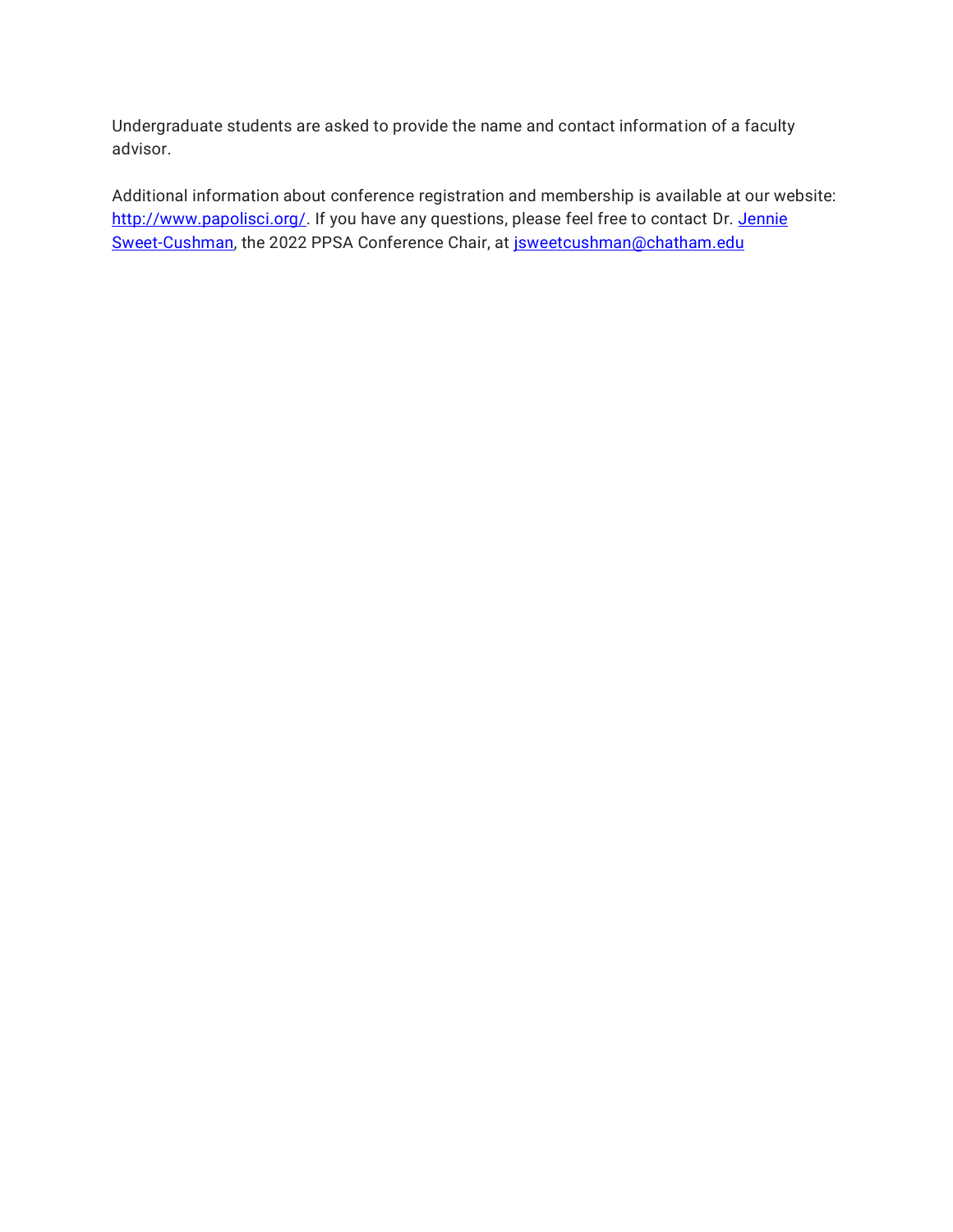Undergraduate students are asked to provide the name and contact information of a faculty advisor.

Additional information about conference registration and membership is available at our website: [http://www.papolisci.org/](http://www.papolisci.org/). If you have any questions, please feel free to contact Dr. Jennie Sweet-Cushman, the 2022 PPSA Conference Chair, at [jsweetcushman@chatham.edu](mailto:jsweetcushman@chatham.edu)